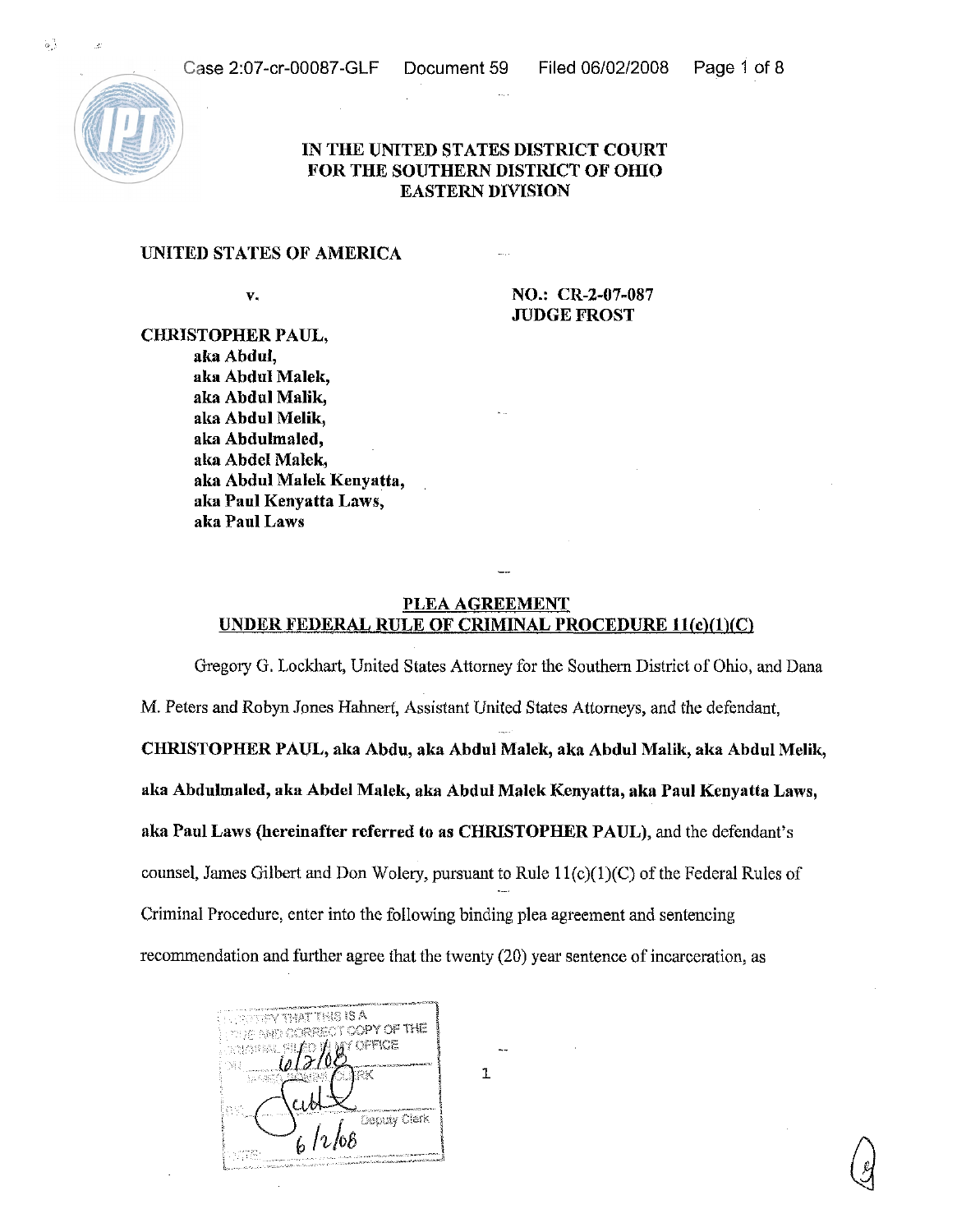# IN THE UNITED STATES DISTRICT COURT FOR THE SOUTHERN DISTRICT OF OHIO EASTERN DIVISION

**UNITED STATES OF AMERICA**

**v.**

**NO.: CR-2-07-087**
**JUDGE FROST**

**CHRISTOPHER PAUL,**
**aka Abdul,**
**aka Abdul Malek,**
**aka Abdul Malik,**
**aka Abdul Melik,**
**aka Abdulmaled,**
**aka Abdel Malek,**
**aka Abdul Malek Kenyatta,**
**aka Paul Kenyatta Laws,**
**aka Paul Laws**

## PLEA AGREEMENT UNDER FEDERAL RULE OF CRIMINAL PROCEDURE 11(c)(1)(C)

Gregory G. Lockhart, United States Attorney for the Southern District of Ohio, and Dana M. Peters and Robyn Jones Hahnert, Assistant United States Attorneys, and the defendant, **CHRISTOPHER PAUL, aka Abdu, aka Abdul Malek, aka Abdul Malik, aka Abdul Melik, aka Abdulmaled, aka Abdel Malek, aka Abdul Malek Kenyatta, aka Paul Kenyatta Laws, aka Paul Laws (hereinafter referred to as CHRISTOPHER PAUL)**, and the defendant's counsel, James Gilbert and Don Wolery, pursuant to Rule 11(c)(1)(C) of the Federal Rules of Criminal Procedure, enter into the following binding plea agreement and sentencing recommendation and further agree that the twenty (20) year sentence of incarceration, as

I CERTIFY THAT THIS IS A TRUE AND CORRECT COPY OF THE ORIGINAL FILED IN MY OFFICE ON 6/2/08 JAMES BONINI, CLERK BY: Deputy Clerk DATE: 6/2/08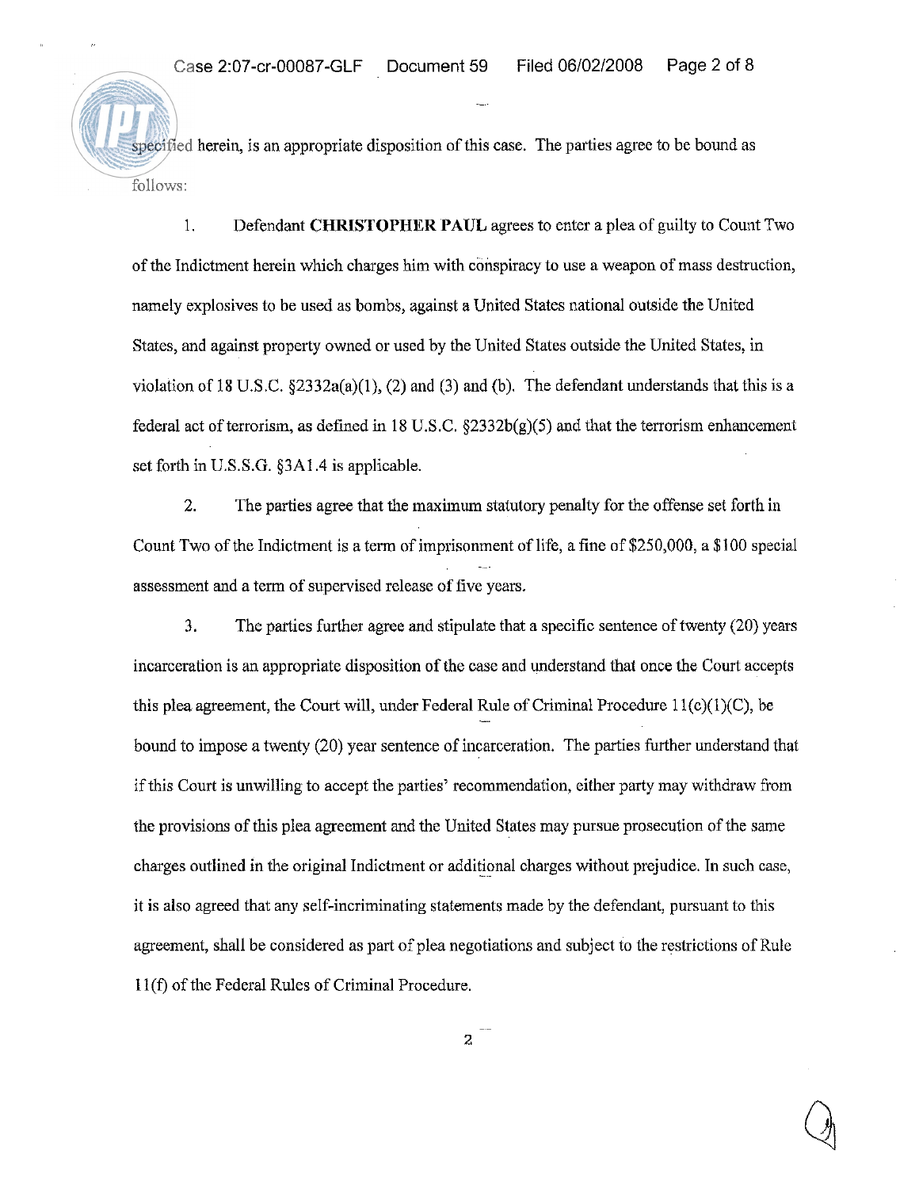specified herein, is an appropriate disposition of this case. The parties agree to be bound as follows:

1. Defendant **CHRISTOPHER PAUL** agrees to enter a plea of guilty to Count Two of the Indictment herein which charges him with conspiracy to use a weapon of mass destruction, namely explosives to be used as bombs, against a United States national outside the United States, and against property owned or used by the United States outside the United States, in violation of 18 U.S.C. §2332a(a)(1), (2) and (3) and (b). The defendant understands that this is a federal act of terrorism, as defined in 18 U.S.C. §2332b(g)(5) and that the terrorism enhancement set forth in U.S.S.G. §3A1.4 is applicable.

2. The parties agree that the maximum statutory penalty for the offense set forth in Count Two of the Indictment is a term of imprisonment of life, a fine of $250,000, a $100 special assessment and a term of supervised release of five years.

3. The parties further agree and stipulate that a specific sentence of twenty (20) years incarceration is an appropriate disposition of the case and understand that once the Court accepts this plea agreement, the Court will, under Federal Rule of Criminal Procedure 11(c)(1)(C), be bound to impose a twenty (20) year sentence of incarceration. The parties further understand that if this Court is unwilling to accept the parties' recommendation, either party may withdraw from the provisions of this plea agreement and the United States may pursue prosecution of the same charges outlined in the original Indictment or additional charges without prejudice. In such case, it is also agreed that any self-incriminating statements made by the defendant, pursuant to this agreement, shall be considered as part of plea negotiations and subject to the restrictions of Rule 11(f) of the Federal Rules of Criminal Procedure.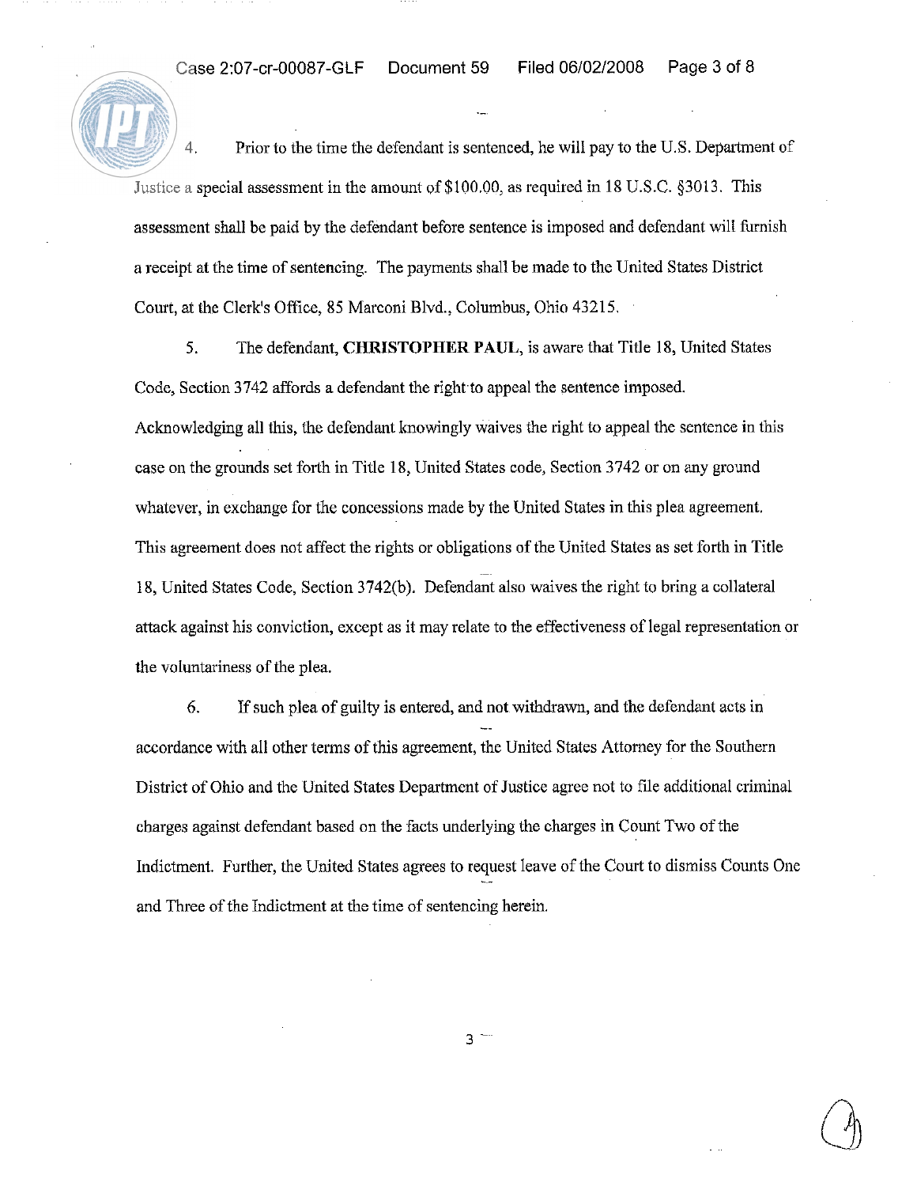4. Prior to the time the defendant is sentenced, he will pay to the U.S. Department of Justice a special assessment in the amount of $100.00, as required in 18 U.S.C. §3013. This assessment shall be paid by the defendant before sentence is imposed and defendant will furnish a receipt at the time of sentencing. The payments shall be made to the United States District Court, at the Clerk's Office, 85 Marconi Blvd., Columbus, Ohio 43215.

5. The defendant, **CHRISTOPHER PAUL**, is aware that Title 18, United States Code, Section 3742 affords a defendant the right to appeal the sentence imposed. Acknowledging all this, the defendant knowingly waives the right to appeal the sentence in this case on the grounds set forth in Title 18, United States code, Section 3742 or on any ground whatever, in exchange for the concessions made by the United States in this plea agreement. This agreement does not affect the rights or obligations of the United States as set forth in Title 18, United States Code, Section 3742(b). Defendant also waives the right to bring a collateral attack against his conviction, except as it may relate to the effectiveness of legal representation or the voluntariness of the plea.

6. If such plea of guilty is entered, and not withdrawn, and the defendant acts in accordance with all other terms of this agreement, the United States Attorney for the Southern District of Ohio and the United States Department of Justice agree not to file additional criminal charges against defendant based on the facts underlying the charges in Count Two of the Indictment. Further, the United States agrees to request leave of the Court to dismiss Counts One and Three of the Indictment at the time of sentencing herein.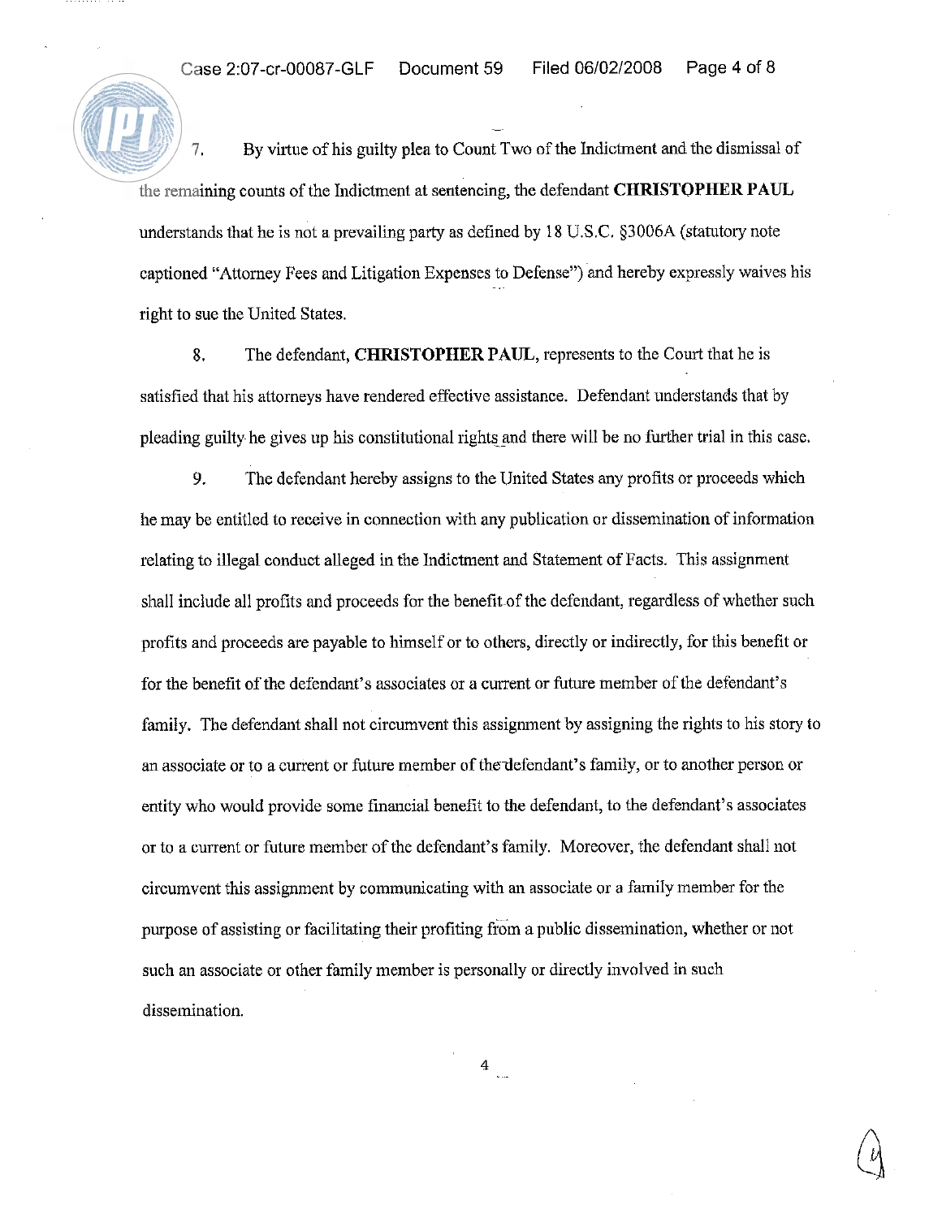7. By virtue of his guilty plea to Count Two of the Indictment and the dismissal of the remaining counts of the Indictment at sentencing, the defendant **CHRISTOPHER PAUL** understands that he is not a prevailing party as defined by 18 U.S.C. §3006A (statutory note captioned "Attorney Fees and Litigation Expenses to Defense") and hereby expressly waives his right to sue the United States.

8. The defendant, **CHRISTOPHER PAUL**, represents to the Court that he is satisfied that his attorneys have rendered effective assistance. Defendant understands that by pleading guilty he gives up his constitutional rights and there will be no further trial in this case.

9. The defendant hereby assigns to the United States any profits or proceeds which he may be entitled to receive in connection with any publication or dissemination of information relating to illegal conduct alleged in the Indictment and Statement of Facts. This assignment shall include all profits and proceeds for the benefit of the defendant, regardless of whether such profits and proceeds are payable to himself or to others, directly or indirectly, for this benefit or for the benefit of the defendant's associates or a current or future member of the defendant's family. The defendant shall not circumvent this assignment by assigning the rights to his story to an associate or to a current or future member of the defendant's family, or to another person or entity who would provide some financial benefit to the defendant, to the defendant's associates or to a current or future member of the defendant's family. Moreover, the defendant shall not circumvent this assignment by communicating with an associate or a family member for the purpose of assisting or facilitating their profiting from a public dissemination, whether or not such an associate or other family member is personally or directly involved in such dissemination.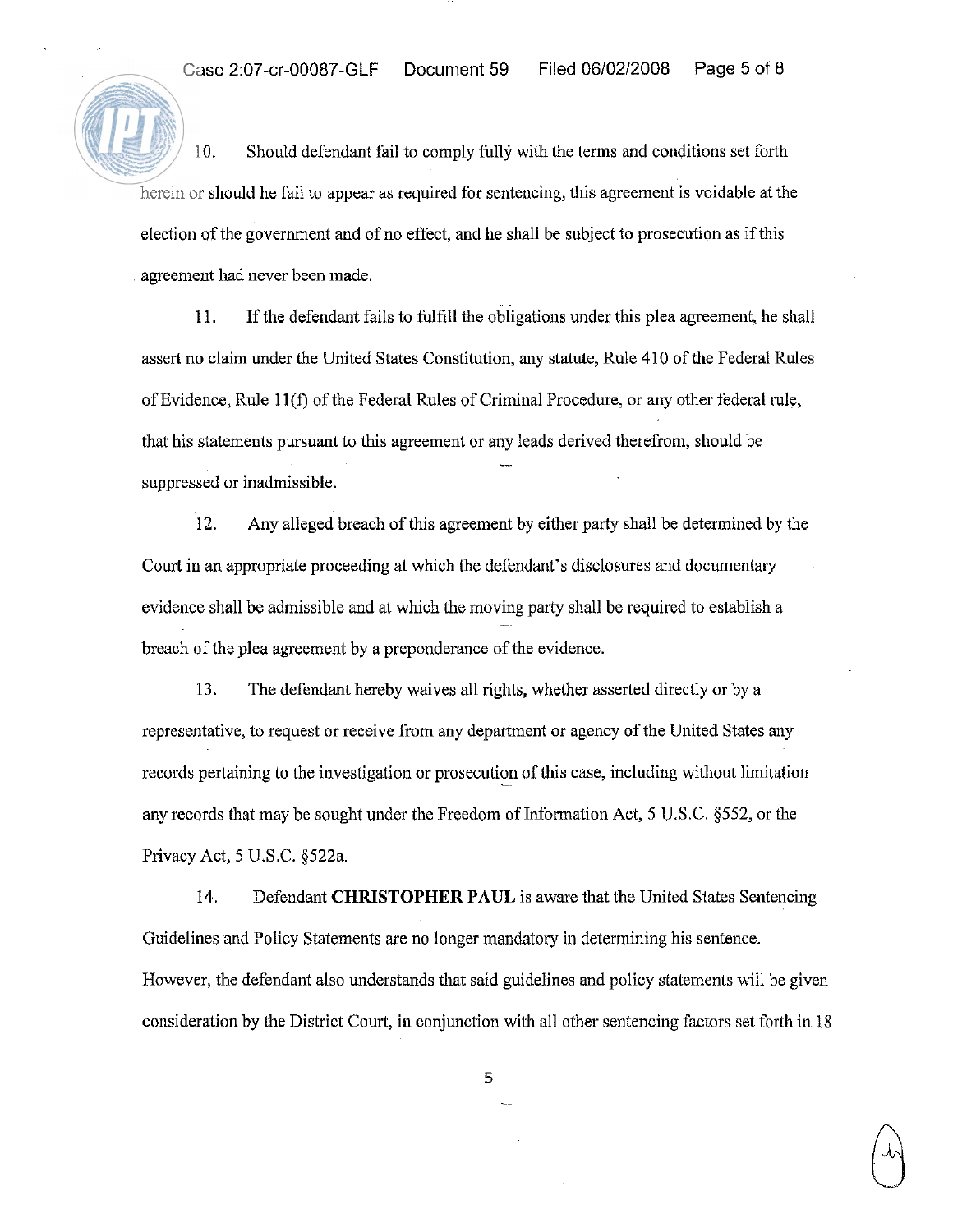10. Should defendant fail to comply fully with the terms and conditions set forth herein or should he fail to appear as required for sentencing, this agreement is voidable at the election of the government and of no effect, and he shall be subject to prosecution as if this agreement had never been made.

11. If the defendant fails to fulfill the obligations under this plea agreement, he shall assert no claim under the United States Constitution, any statute, Rule 410 of the Federal Rules of Evidence, Rule 11(f) of the Federal Rules of Criminal Procedure, or any other federal rule, that his statements pursuant to this agreement or any leads derived therefrom, should be suppressed or inadmissible.

12. Any alleged breach of this agreement by either party shall be determined by the Court in an appropriate proceeding at which the defendant's disclosures and documentary evidence shall be admissible and at which the moving party shall be required to establish a breach of the plea agreement by a preponderance of the evidence.

13. The defendant hereby waives all rights, whether asserted directly or by a representative, to request or receive from any department or agency of the United States any records pertaining to the investigation or prosecution of this case, including without limitation any records that may be sought under the Freedom of Information Act, 5 U.S.C. §552, or the Privacy Act, 5 U.S.C. §522a.

14. Defendant **CHRISTOPHER PAUL** is aware that the United States Sentencing Guidelines and Policy Statements are no longer mandatory in determining his sentence. However, the defendant also understands that said guidelines and policy statements will be given consideration by the District Court, in conjunction with all other sentencing factors set forth in 18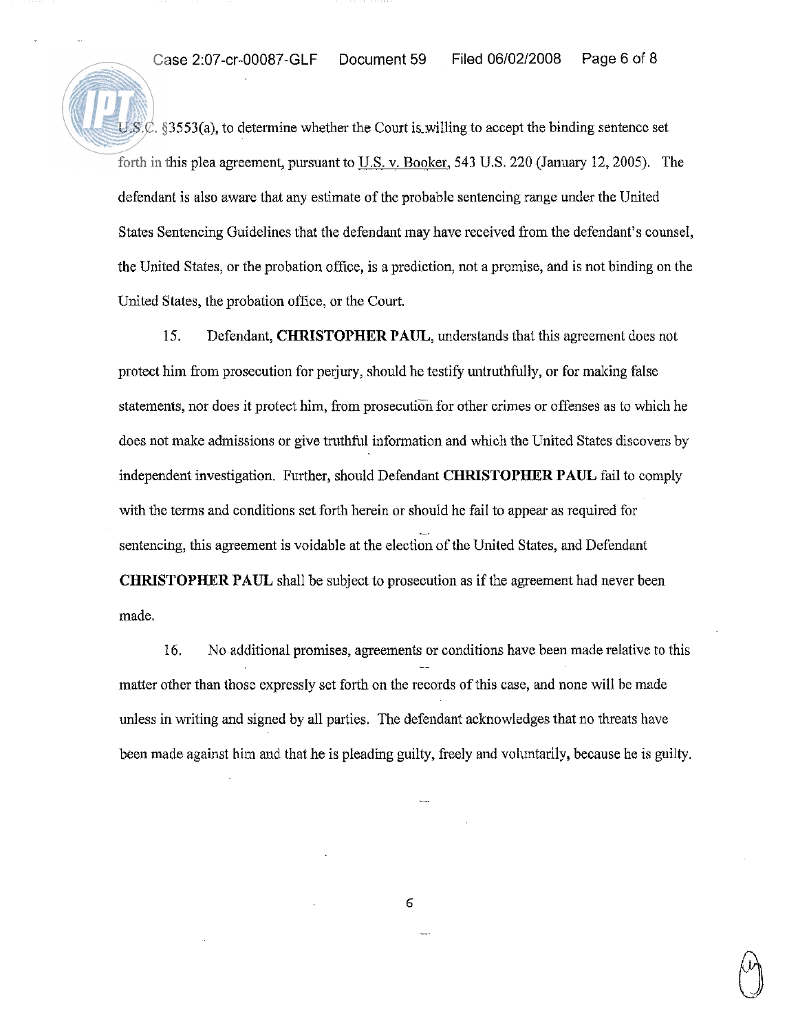U.S.C. §3553(a), to determine whether the Court is willing to accept the binding sentence set forth in this plea agreement, pursuant to U.S. v. Booker, 543 U.S. 220 (January 12, 2005). The defendant is also aware that any estimate of the probable sentencing range under the United States Sentencing Guidelines that the defendant may have received from the defendant's counsel, the United States, or the probation office, is a prediction, not a promise, and is not binding on the United States, the probation office, or the Court.

15. Defendant, **CHRISTOPHER PAUL**, understands that this agreement does not protect him from prosecution for perjury, should he testify untruthfully, or for making false statements, nor does it protect him, from prosecution for other crimes or offenses as to which he does not make admissions or give truthful information and which the United States discovers by independent investigation. Further, should Defendant **CHRISTOPHER PAUL** fail to comply with the terms and conditions set forth herein or should he fail to appear as required for sentencing, this agreement is voidable at the election of the United States, and Defendant **CHRISTOPHER PAUL** shall be subject to prosecution as if the agreement had never been made.

16. No additional promises, agreements or conditions have been made relative to this matter other than those expressly set forth on the records of this case, and none will be made unless in writing and signed by all parties. The defendant acknowledges that no threats have been made against him and that he is pleading guilty, freely and voluntarily, because he is guilty.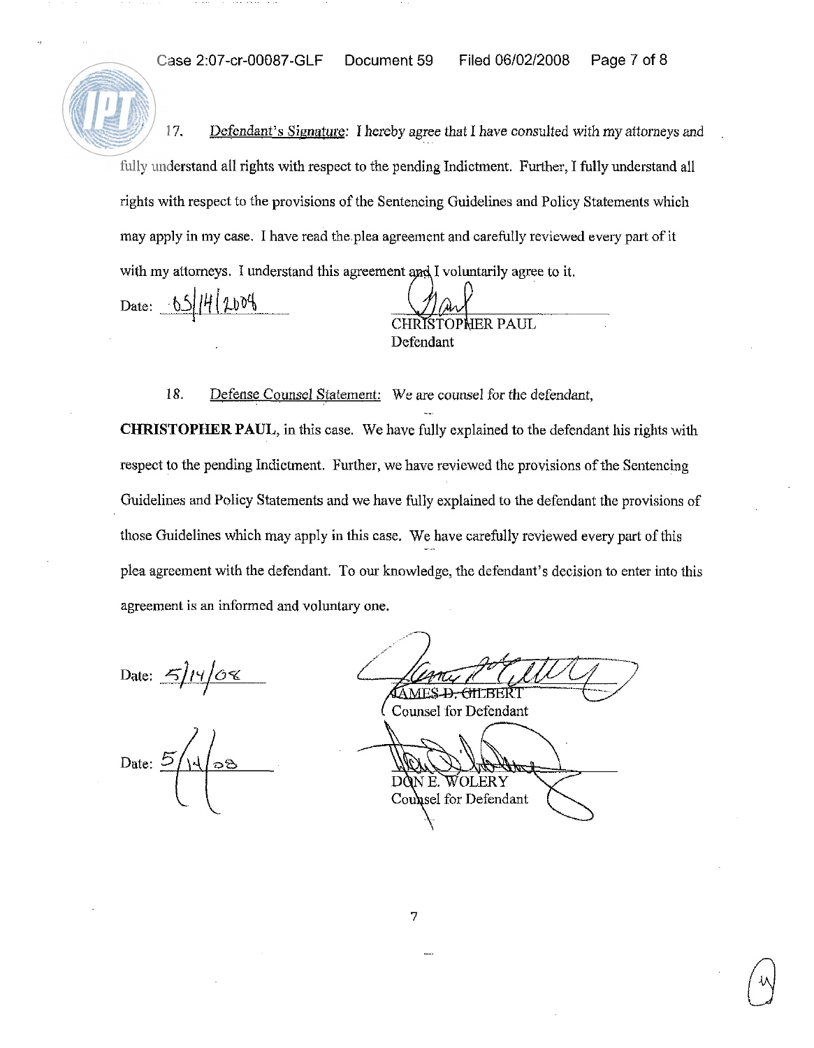17. Defendant's Signature: I hereby agree that I have consulted with my attorneys and fully understand all rights with respect to the pending Indictment. Further, I fully understand all rights with respect to the provisions of the Sentencing Guidelines and Policy Statements which may apply in my case. I have read the plea agreement and carefully reviewed every part of it with my attorneys. I understand this agreement and I voluntarily agree to it.

Date: 05/14/2008

CHRISTOPHER PAUL
Defendant

18. Defense Counsel Statement: We are counsel for the defendant, **CHRISTOPHER PAUL**, in this case. We have fully explained to the defendant his rights with respect to the pending Indictment. Further, we have reviewed the provisions of the Sentencing Guidelines and Policy Statements and we have fully explained to the defendant the provisions of those Guidelines which may apply in this case. We have carefully reviewed every part of this plea agreement with the defendant. To our knowledge, the defendant's decision to enter into this agreement is an informed and voluntary one.

Date: 5/14/08

JAMES D. GILBERT
Counsel for Defendant

Date: 5/14/08

DON E. WOLERY
Counsel for Defendant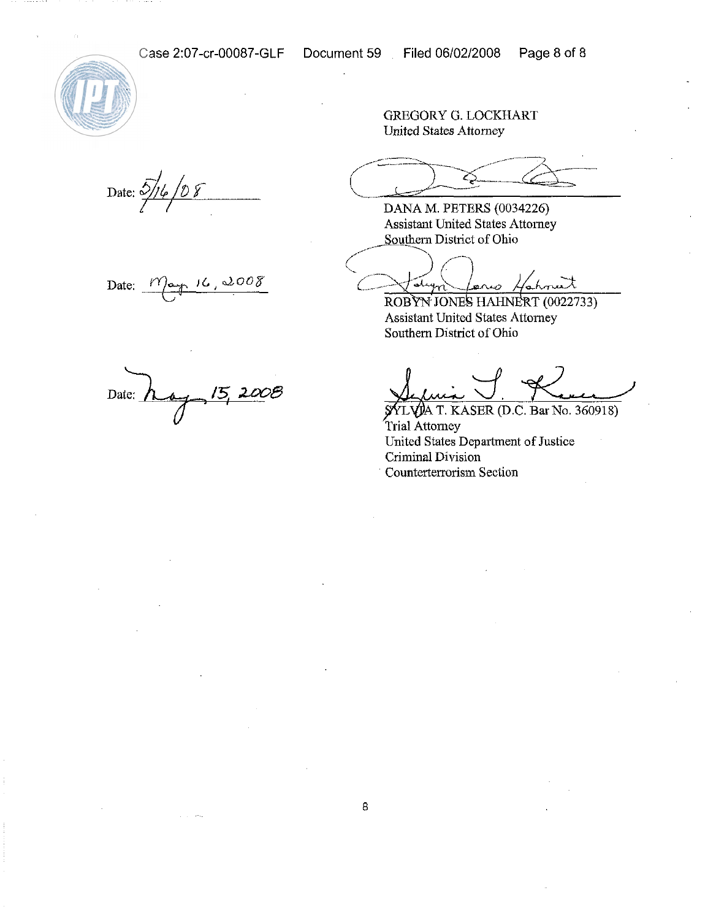GREGORY G. LOCKHART
United States Attorney

Date: 5/16/08

DANA M. PETERS (0034226)
Assistant United States Attorney
Southern District of Ohio

Date: May 16, 2008

ROBYN JONES HAHNERT (0022733)
Assistant United States Attorney
Southern District of Ohio

Date: May 15, 2008

SYLVIA T. KASER (D.C. Bar No. 360918)
Trial Attorney
United States Department of Justice
Criminal Division
Counterterrorism Section